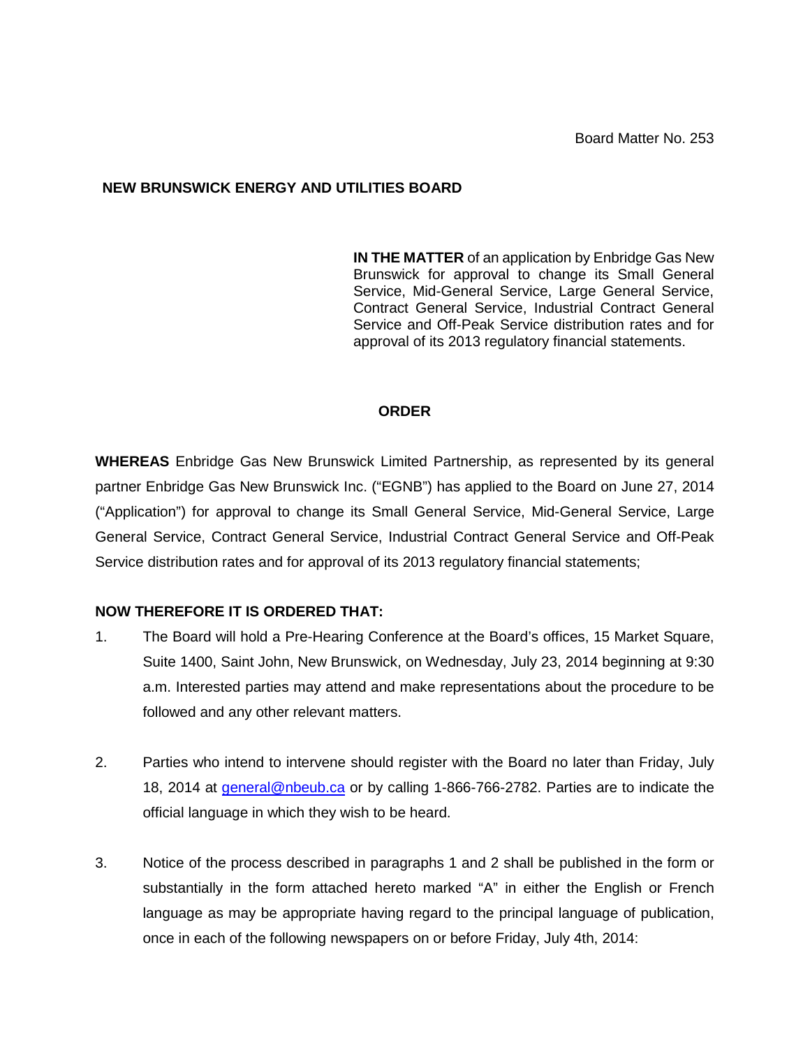Board Matter No. 253

**NEW BRUNSWICK ENERGY AND UTILITIES BOARD**

**IN THE MATTER** of an application by Enbridge Gas New Brunswick for approval to change its Small General Service, Mid-General Service, Large General Service, Contract General Service, Industrial Contract General Service and Off-Peak Service distribution rates and for approval of its 2013 regulatory financial statements.

**ORDER**

**WHEREAS** Enbridge Gas New Brunswick Limited Partnership, as represented by its general partner Enbridge Gas New Brunswick Inc. ("EGNB") has applied to the Board on June 27, 2014 ("Application") for approval to change its Small General Service, Mid-General Service, Large General Service, Contract General Service, Industrial Contract General Service and Off-Peak Service distribution rates and for approval of its 2013 regulatory financial statements;

**NOW THEREFORE IT IS ORDERED THAT:**

1. The Board will hold a Pre-Hearing Conference at the Board's offices, 15 Market Square, Suite 1400, Saint John, New Brunswick, on Wednesday, July 23, 2014 beginning at 9:30 a.m. Interested parties may attend and make representations about the procedure to be followed and any other relevant matters.

2. Parties who intend to intervene should register with the Board no later than Friday, July 18, 2014 at general@nbeub.ca or by calling 1-866-766-2782. Parties are to indicate the official language in which they wish to be heard.

3. Notice of the process described in paragraphs 1 and 2 shall be published in the form or substantially in the form attached hereto marked "A" in either the English or French language as may be appropriate having regard to the principal language of publication, once in each of the following newspapers on or before Friday, July 4th, 2014: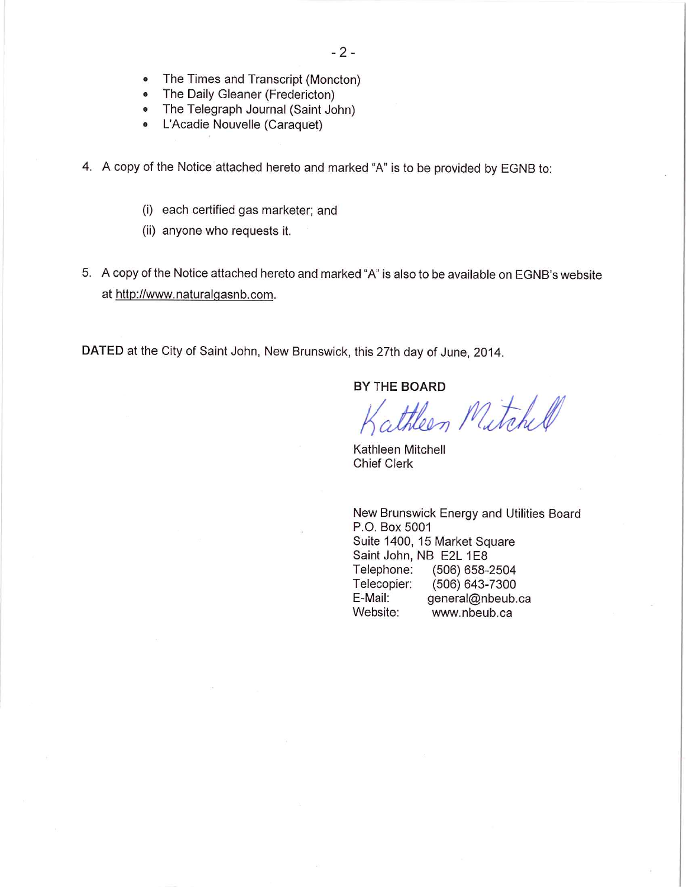- The Times and Transcript (Moncton)
- The Daily Gleaner (Fredericton)
- The Telegraph Journal (Saint John)
- L'Acadie Nouvelle (Caraquet)

4. A copy of the Notice attached hereto and marked "A" is to be provided by EGNB to:

   (i) each certified gas marketer; and

   (ii) anyone who requests it.

5. A copy of the Notice attached hereto and marked "A" is also to be available on EGNB's website at http://www.naturalgasnb.com.

**DATED** at the City of Saint John, New Brunswick, this 27th day of June, 2014.

BY THE BOARD

Kathleen Mitchell

Kathleen Mitchell
Chief Clerk

New Brunswick Energy and Utilities Board
P.O. Box 5001
Suite 1400, 15 Market Square
Saint John, NB E2L 1E8
Telephone: (506) 658-2504
Telecopier: (506) 643-7300
E-Mail: general@nbeub.ca
Website: www.nbeub.ca